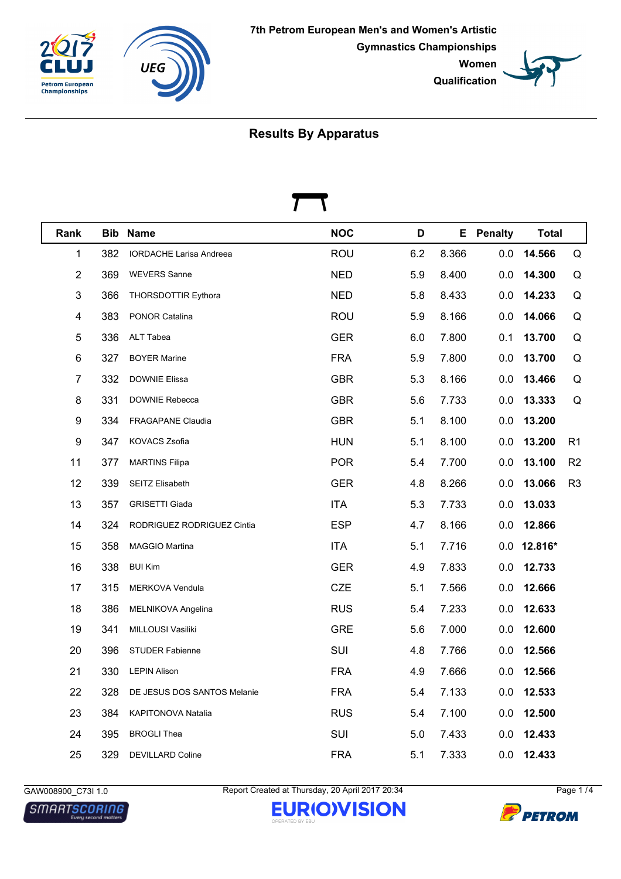**7th Petrom European Men's and Women's Artistic Gymnastics Championships**
**Women**
**Qualification**

## Results By Apparatus

| Rank | Bib | Name | NOC | D | E | Penalty | Total | |
|---|---|---|---|---|---|---|---|---|
| 1 | 382 | IORDACHE Larisa Andreea | ROU | 6.2 | 8.366 | 0.0 | **14.566** | Q |
| 2 | 369 | WEVERS Sanne | NED | 5.9 | 8.400 | 0.0 | **14.300** | Q |
| 3 | 366 | THORSDOTTIR Eythora | NED | 5.8 | 8.433 | 0.0 | **14.233** | Q |
| 4 | 383 | PONOR Catalina | ROU | 5.9 | 8.166 | 0.0 | **14.066** | Q |
| 5 | 336 | ALT Tabea | GER | 6.0 | 7.800 | 0.1 | **13.700** | Q |
| 6 | 327 | BOYER Marine | FRA | 5.9 | 7.800 | 0.0 | **13.700** | Q |
| 7 | 332 | DOWNIE Elissa | GBR | 5.3 | 8.166 | 0.0 | **13.466** | Q |
| 8 | 331 | DOWNIE Rebecca | GBR | 5.6 | 7.733 | 0.0 | **13.333** | Q |
| 9 | 334 | FRAGAPANE Claudia | GBR | 5.1 | 8.100 | 0.0 | **13.200** | |
| 9 | 347 | KOVACS Zsofia | HUN | 5.1 | 8.100 | 0.0 | **13.200** | R1 |
| 11 | 377 | MARTINS Filipa | POR | 5.4 | 7.700 | 0.0 | **13.100** | R2 |
| 12 | 339 | SEITZ Elisabeth | GER | 4.8 | 8.266 | 0.0 | **13.066** | R3 |
| 13 | 357 | GRISETTI Giada | ITA | 5.3 | 7.733 | 0.0 | **13.033** | |
| 14 | 324 | RODRIGUEZ RODRIGUEZ Cintia | ESP | 4.7 | 8.166 | 0.0 | **12.866** | |
| 15 | 358 | MAGGIO Martina | ITA | 5.1 | 7.716 | 0.0 | **12.816*** | |
| 16 | 338 | BUI Kim | GER | 4.9 | 7.833 | 0.0 | **12.733** | |
| 17 | 315 | MERKOVA Vendula | CZE | 5.1 | 7.566 | 0.0 | **12.666** | |
| 18 | 386 | MELNIKOVA Angelina | RUS | 5.4 | 7.233 | 0.0 | **12.633** | |
| 19 | 341 | MILLOUSI Vasiliki | GRE | 5.6 | 7.000 | 0.0 | **12.600** | |
| 20 | 396 | STUDER Fabienne | SUI | 4.8 | 7.766 | 0.0 | **12.566** | |
| 21 | 330 | LEPIN Alison | FRA | 4.9 | 7.666 | 0.0 | **12.566** | |
| 22 | 328 | DE JESUS DOS SANTOS Melanie | FRA | 5.4 | 7.133 | 0.0 | **12.533** | |
| 23 | 384 | KAPITONOVA Natalia | RUS | 5.4 | 7.100 | 0.0 | **12.500** | |
| 24 | 395 | BROGLI Thea | SUI | 5.0 | 7.433 | 0.0 | **12.433** | |
| 25 | 329 | DEVILLARD Coline | FRA | 5.1 | 7.333 | 0.0 | **12.433** | |

GAW008900_C73I 1.0 — Report Created at Thursday, 20 April 2017 20:34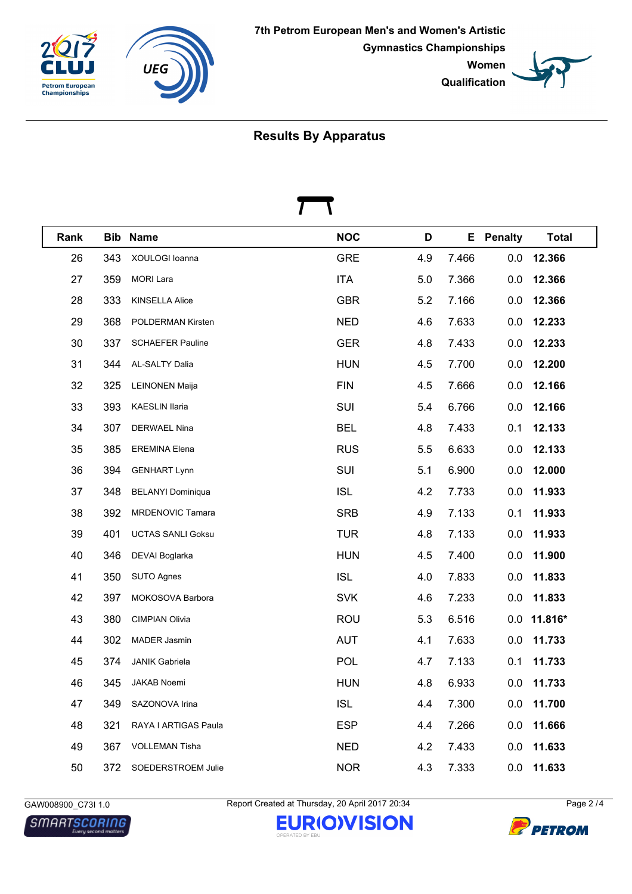# 7th Petrom European Men's and Women's Artistic Gymnastics Championships

**Women**

**Qualification**

## Results By Apparatus

| Rank | Bib | Name | NOC | D | E | Penalty | Total |
|---|---|---|---|---|---|---|---|
| 26 | 343 | XOULOGI Ioanna | GRE | 4.9 | 7.466 | 0.0 | **12.366** |
| 27 | 359 | MORI Lara | ITA | 5.0 | 7.366 | 0.0 | **12.366** |
| 28 | 333 | KINSELLA Alice | GBR | 5.2 | 7.166 | 0.0 | **12.366** |
| 29 | 368 | POLDERMAN Kirsten | NED | 4.6 | 7.633 | 0.0 | **12.233** |
| 30 | 337 | SCHAEFER Pauline | GER | 4.8 | 7.433 | 0.0 | **12.233** |
| 31 | 344 | AL-SALTY Dalia | HUN | 4.5 | 7.700 | 0.0 | **12.200** |
| 32 | 325 | LEINONEN Maija | FIN | 4.5 | 7.666 | 0.0 | **12.166** |
| 33 | 393 | KAESLIN Ilaria | SUI | 5.4 | 6.766 | 0.0 | **12.166** |
| 34 | 307 | DERWAEL Nina | BEL | 4.8 | 7.433 | 0.1 | **12.133** |
| 35 | 385 | EREMINA Elena | RUS | 5.5 | 6.633 | 0.0 | **12.133** |
| 36 | 394 | GENHART Lynn | SUI | 5.1 | 6.900 | 0.0 | **12.000** |
| 37 | 348 | BELANYI Dominiqua | ISL | 4.2 | 7.733 | 0.0 | **11.933** |
| 38 | 392 | MRDENOVIC Tamara | SRB | 4.9 | 7.133 | 0.1 | **11.933** |
| 39 | 401 | UCTAS SANLI Goksu | TUR | 4.8 | 7.133 | 0.0 | **11.933** |
| 40 | 346 | DEVAI Boglarka | HUN | 4.5 | 7.400 | 0.0 | **11.900** |
| 41 | 350 | SUTO Agnes | ISL | 4.0 | 7.833 | 0.0 | **11.833** |
| 42 | 397 | MOKOSOVA Barbora | SVK | 4.6 | 7.233 | 0.0 | **11.833** |
| 43 | 380 | CIMPIAN Olivia | ROU | 5.3 | 6.516 | 0.0 | **11.816*** |
| 44 | 302 | MADER Jasmin | AUT | 4.1 | 7.633 | 0.0 | **11.733** |
| 45 | 374 | JANIK Gabriela | POL | 4.7 | 7.133 | 0.1 | **11.733** |
| 46 | 345 | JAKAB Noemi | HUN | 4.8 | 6.933 | 0.0 | **11.733** |
| 47 | 349 | SAZONOVA Irina | ISL | 4.4 | 7.300 | 0.0 | **11.700** |
| 48 | 321 | RAYA I ARTIGAS Paula | ESP | 4.4 | 7.266 | 0.0 | **11.666** |
| 49 | 367 | VOLLEMAN Tisha | NED | 4.2 | 7.433 | 0.0 | **11.633** |
| 50 | 372 | SOEDERSTROEM Julie | NOR | 4.3 | 7.333 | 0.0 | **11.633** |

GAW008900_C73I 1.0 Report Created at Thursday, 20 April 2017 20:34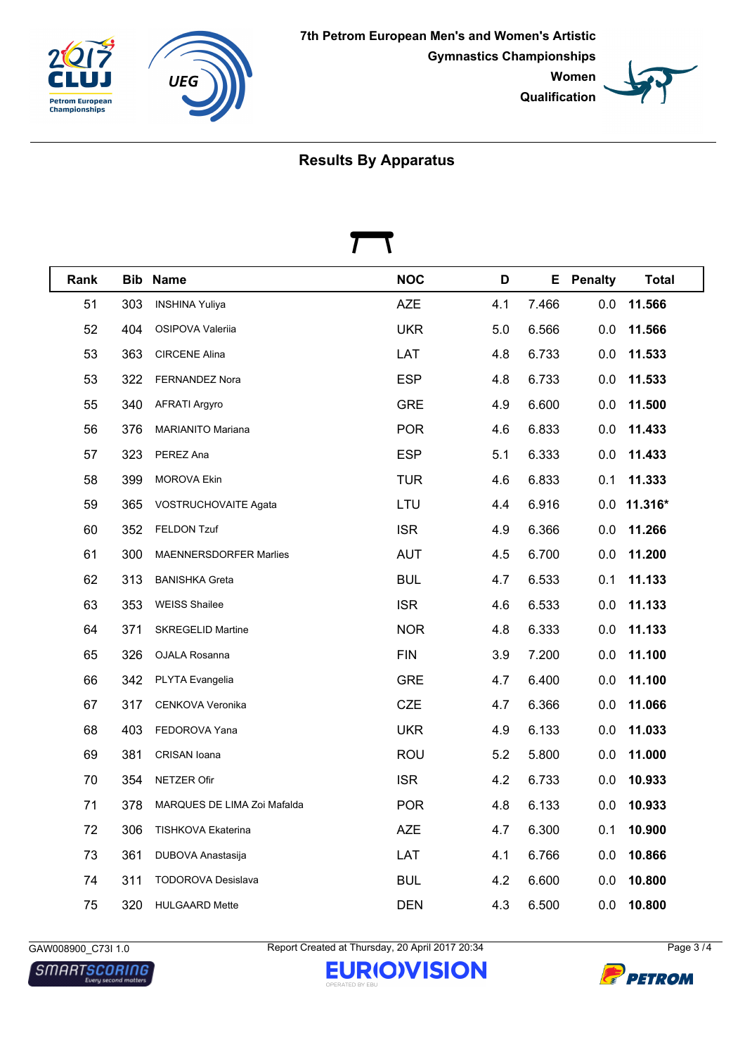7th Petrom European Men's and Women's Artistic Gymnastics Championships
Women
Qualification

## Results By Apparatus

| Rank | Bib | Name | NOC | D | E | Penalty | Total |
|---|---|---|---|---|---|---|---|
| 51 | 303 | INSHINA Yuliya | AZE | 4.1 | 7.466 | 0.0 | **11.566** |
| 52 | 404 | OSIPOVA Valeriia | UKR | 5.0 | 6.566 | 0.0 | **11.566** |
| 53 | 363 | CIRCENE Alina | LAT | 4.8 | 6.733 | 0.0 | **11.533** |
| 53 | 322 | FERNANDEZ Nora | ESP | 4.8 | 6.733 | 0.0 | **11.533** |
| 55 | 340 | AFRATI Argyro | GRE | 4.9 | 6.600 | 0.0 | **11.500** |
| 56 | 376 | MARIANITO Mariana | POR | 4.6 | 6.833 | 0.0 | **11.433** |
| 57 | 323 | PEREZ Ana | ESP | 5.1 | 6.333 | 0.0 | **11.433** |
| 58 | 399 | MOROVA Ekin | TUR | 4.6 | 6.833 | 0.1 | **11.333** |
| 59 | 365 | VOSTRUCHOVAITE Agata | LTU | 4.4 | 6.916 | 0.0 | **11.316*** |
| 60 | 352 | FELDON Tzuf | ISR | 4.9 | 6.366 | 0.0 | **11.266** |
| 61 | 300 | MAENNERSDORFER Marlies | AUT | 4.5 | 6.700 | 0.0 | **11.200** |
| 62 | 313 | BANISHKA Greta | BUL | 4.7 | 6.533 | 0.1 | **11.133** |
| 63 | 353 | WEISS Shailee | ISR | 4.6 | 6.533 | 0.0 | **11.133** |
| 64 | 371 | SKREGELID Martine | NOR | 4.8 | 6.333 | 0.0 | **11.133** |
| 65 | 326 | OJALA Rosanna | FIN | 3.9 | 7.200 | 0.0 | **11.100** |
| 66 | 342 | PLYTA Evangelia | GRE | 4.7 | 6.400 | 0.0 | **11.100** |
| 67 | 317 | CENKOVA Veronika | CZE | 4.7 | 6.366 | 0.0 | **11.066** |
| 68 | 403 | FEDOROVA Yana | UKR | 4.9 | 6.133 | 0.0 | **11.033** |
| 69 | 381 | CRISAN Ioana | ROU | 5.2 | 5.800 | 0.0 | **11.000** |
| 70 | 354 | NETZER Ofir | ISR | 4.2 | 6.733 | 0.0 | **10.933** |
| 71 | 378 | MARQUES DE LIMA Zoi Mafalda | POR | 4.8 | 6.133 | 0.0 | **10.933** |
| 72 | 306 | TISHKOVA Ekaterina | AZE | 4.7 | 6.300 | 0.1 | **10.900** |
| 73 | 361 | DUBOVA Anastasija | LAT | 4.1 | 6.766 | 0.0 | **10.866** |
| 74 | 311 | TODOROVA Desislava | BUL | 4.2 | 6.600 | 0.0 | **10.800** |
| 75 | 320 | HULGAARD Mette | DEN | 4.3 | 6.500 | 0.0 | **10.800** |

GAW008900_C73I 1.0 Report Created at Thursday, 20 April 2017 20:34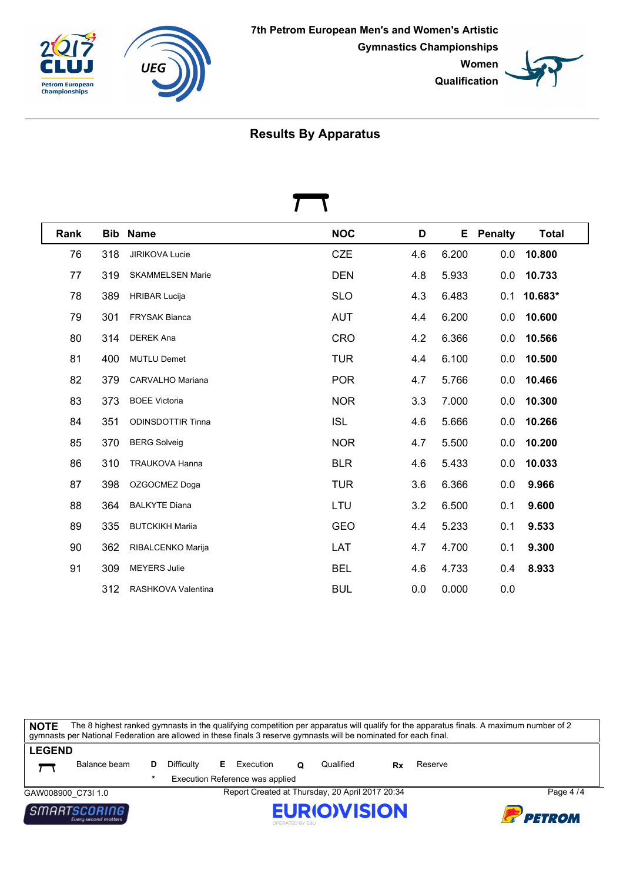# 7th Petrom European Men's and Women's Artistic Gymnastics Championships

## Women

## Qualification

## Results By Apparatus

| Rank | Bib | Name | NOC | D | E | Penalty | Total |
|---|---|---|---|---|---|---|---|
| 76 | 318 | JIRIKOVA Lucie | CZE | 4.6 | 6.200 | 0.0 | **10.800** |
| 77 | 319 | SKAMMELSEN Marie | DEN | 4.8 | 5.933 | 0.0 | **10.733** |
| 78 | 389 | HRIBAR Lucija | SLO | 4.3 | 6.483 | 0.1 | **10.683*** |
| 79 | 301 | FRYSAK Bianca | AUT | 4.4 | 6.200 | 0.0 | **10.600** |
| 80 | 314 | DEREK Ana | CRO | 4.2 | 6.366 | 0.0 | **10.566** |
| 81 | 400 | MUTLU Demet | TUR | 4.4 | 6.100 | 0.0 | **10.500** |
| 82 | 379 | CARVALHO Mariana | POR | 4.7 | 5.766 | 0.0 | **10.466** |
| 83 | 373 | BOEE Victoria | NOR | 3.3 | 7.000 | 0.0 | **10.300** |
| 84 | 351 | ODINSDOTTIR Tinna | ISL | 4.6 | 5.666 | 0.0 | **10.266** |
| 85 | 370 | BERG Solveig | NOR | 4.7 | 5.500 | 0.0 | **10.200** |
| 86 | 310 | TRAUKOVA Hanna | BLR | 4.6 | 5.433 | 0.0 | **10.033** |
| 87 | 398 | OZGOCMEZ Doga | TUR | 3.6 | 6.366 | 0.0 | **9.966** |
| 88 | 364 | BALKYTE Diana | LTU | 3.2 | 6.500 | 0.1 | **9.600** |
| 89 | 335 | BUTCKIKH Mariia | GEO | 4.4 | 5.233 | 0.1 | **9.533** |
| 90 | 362 | RIBALCENKO Marija | LAT | 4.7 | 4.700 | 0.1 | **9.300** |
| 91 | 309 | MEYERS Julie | BEL | 4.6 | 4.733 | 0.4 | **8.933** |
| | 312 | RASHKOVA Valentina | BUL | 0.0 | 0.000 | 0.0 | |

**NOTE** The 8 highest ranked gymnasts in the qualifying competition per apparatus will qualify for the apparatus finals. A maximum number of 2 gymnasts per National Federation are allowed in these finals 3 reserve gymnasts will be nominated for each final.

**LEGEND**

Balance beam | **D** Difficulty | **E** Execution | **Q** Qualified | **Rx** Reserve

\* Execution Reference was applied

GAW008900_C73I 1.0

Report Created at Thursday, 20 April 2017 20:34